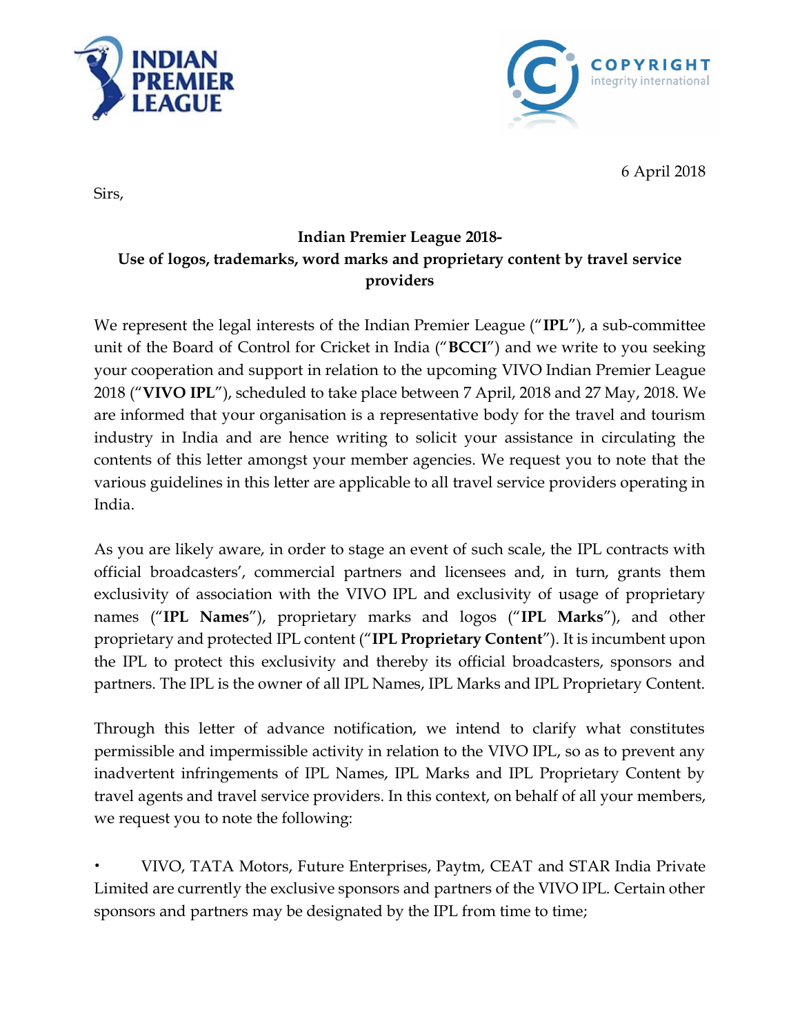6 April 2018

Sirs,

**Indian Premier League 2018-**
**Use of logos, trademarks, word marks and proprietary content by travel service providers**

We represent the legal interests of the Indian Premier League ("**IPL**"), a sub-committee unit of the Board of Control for Cricket in India ("**BCCI**") and we write to you seeking your cooperation and support in relation to the upcoming VIVO Indian Premier League 2018 ("**VIVO IPL**"), scheduled to take place between 7 April, 2018 and 27 May, 2018. We are informed that your organisation is a representative body for the travel and tourism industry in India and are hence writing to solicit your assistance in circulating the contents of this letter amongst your member agencies. We request you to note that the various guidelines in this letter are applicable to all travel service providers operating in India.

As you are likely aware, in order to stage an event of such scale, the IPL contracts with official broadcasters', commercial partners and licensees and, in turn, grants them exclusivity of association with the VIVO IPL and exclusivity of usage of proprietary names ("**IPL Names**"), proprietary marks and logos ("**IPL Marks**"), and other proprietary and protected IPL content ("**IPL Proprietary Content**"). It is incumbent upon the IPL to protect this exclusivity and thereby its official broadcasters, sponsors and partners. The IPL is the owner of all IPL Names, IPL Marks and IPL Proprietary Content.

Through this letter of advance notification, we intend to clarify what constitutes permissible and impermissible activity in relation to the VIVO IPL, so as to prevent any inadvertent infringements of IPL Names, IPL Marks and IPL Proprietary Content by travel agents and travel service providers. In this context, on behalf of all your members, we request you to note the following:

- VIVO, TATA Motors, Future Enterprises, Paytm, CEAT and STAR India Private Limited are currently the exclusive sponsors and partners of the VIVO IPL. Certain other sponsors and partners may be designated by the IPL from time to time;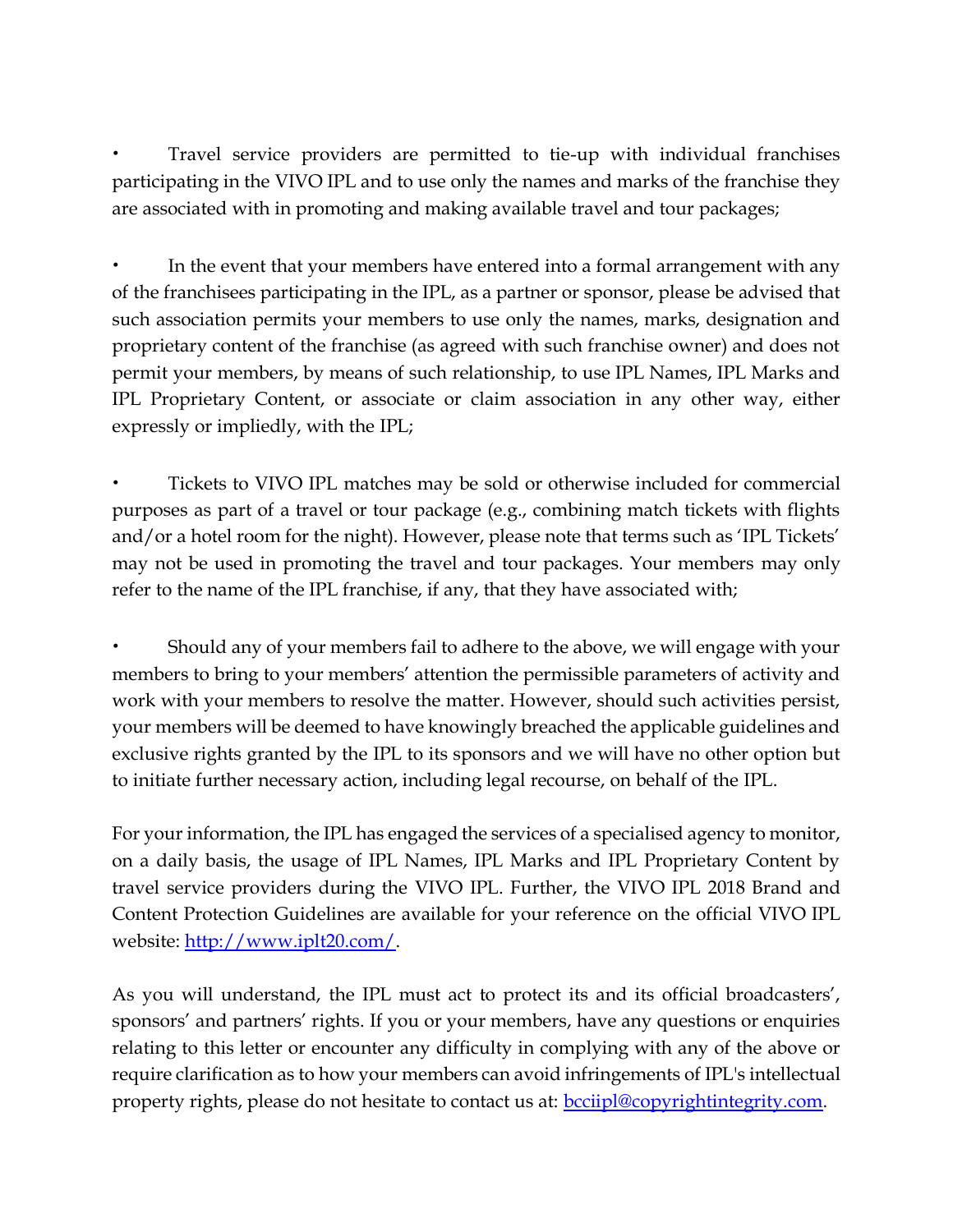- Travel service providers are permitted to tie-up with individual franchises participating in the VIVO IPL and to use only the names and marks of the franchise they are associated with in promoting and making available travel and tour packages;

- In the event that your members have entered into a formal arrangement with any of the franchisees participating in the IPL, as a partner or sponsor, please be advised that such association permits your members to use only the names, marks, designation and proprietary content of the franchise (as agreed with such franchise owner) and does not permit your members, by means of such relationship, to use IPL Names, IPL Marks and IPL Proprietary Content, or associate or claim association in any other way, either expressly or impliedly, with the IPL;

- Tickets to VIVO IPL matches may be sold or otherwise included for commercial purposes as part of a travel or tour package (e.g., combining match tickets with flights and/or a hotel room for the night). However, please note that terms such as 'IPL Tickets' may not be used in promoting the travel and tour packages. Your members may only refer to the name of the IPL franchise, if any, that they have associated with;

- Should any of your members fail to adhere to the above, we will engage with your members to bring to your members' attention the permissible parameters of activity and work with your members to resolve the matter. However, should such activities persist, your members will be deemed to have knowingly breached the applicable guidelines and exclusive rights granted by the IPL to its sponsors and we will have no other option but to initiate further necessary action, including legal recourse, on behalf of the IPL.

For your information, the IPL has engaged the services of a specialised agency to monitor, on a daily basis, the usage of IPL Names, IPL Marks and IPL Proprietary Content by travel service providers during the VIVO IPL. Further, the VIVO IPL 2018 Brand and Content Protection Guidelines are available for your reference on the official VIVO IPL website: [http://www.iplt20.com/](http://www.iplt20.com/).

As you will understand, the IPL must act to protect its and its official broadcasters', sponsors' and partners' rights. If you or your members, have any questions or enquiries relating to this letter or encounter any difficulty in complying with any of the above or require clarification as to how your members can avoid infringements of IPL's intellectual property rights, please do not hesitate to contact us at: [bcciipl@copyrightintegrity.com](mailto:bcciipl@copyrightintegrity.com).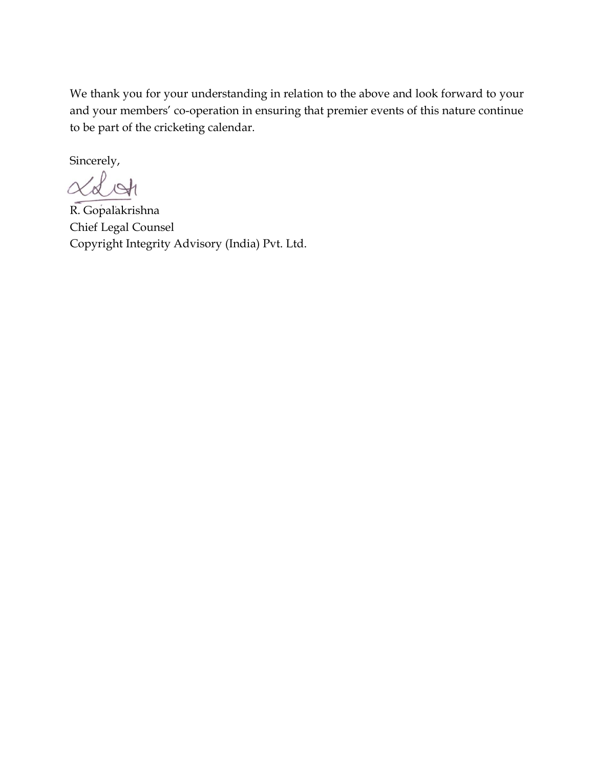We thank you for your understanding in relation to the above and look forward to your and your members' co-operation in ensuring that premier events of this nature continue to be part of the cricketing calendar.

Sincerely,

R. Gopalakrishna
Chief Legal Counsel
Copyright Integrity Advisory (India) Pvt. Ltd.